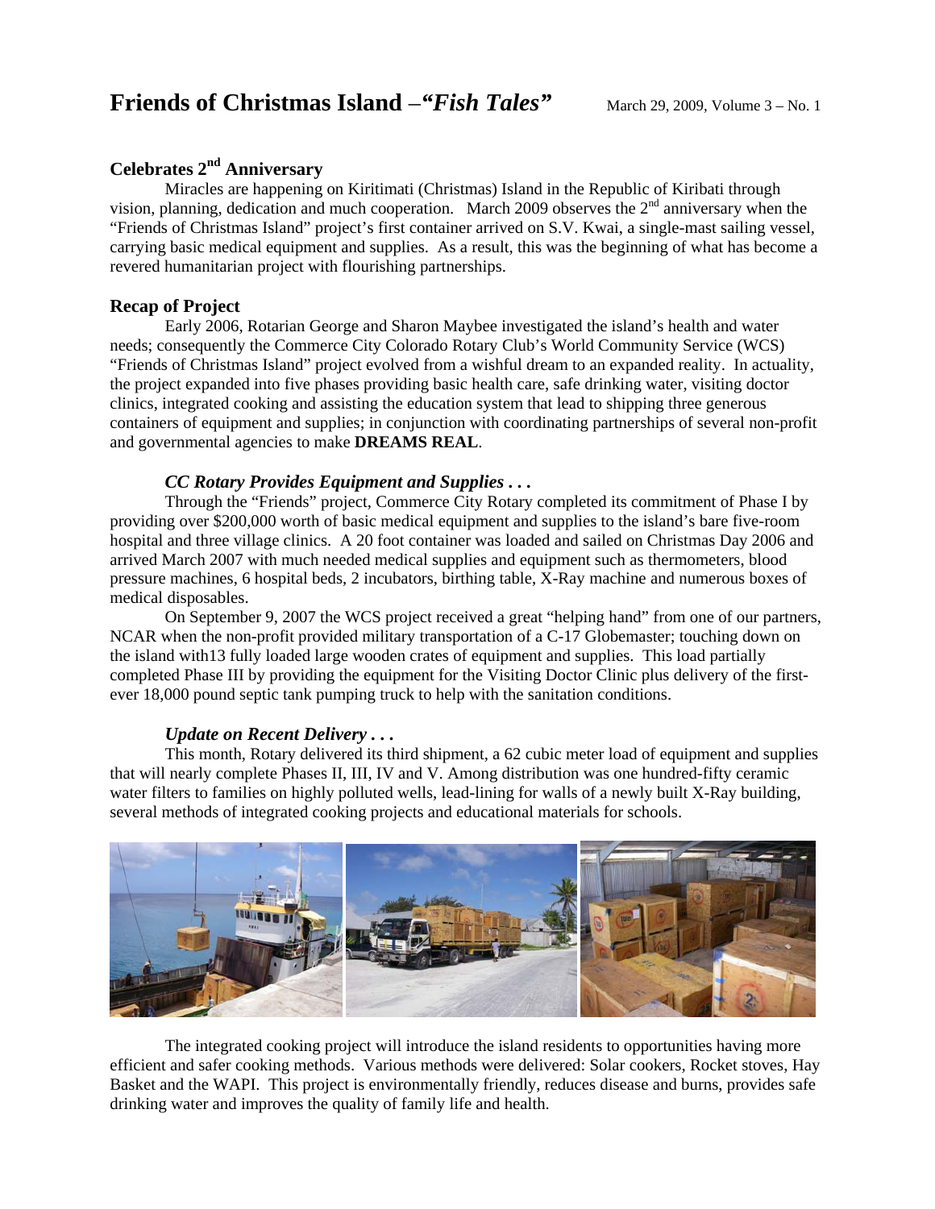# Friends of Christmas Island –*"Fish Tales"*

March 29, 2009, Volume 3 – No. 1

## Celebrates 2nd Anniversary

Miracles are happening on Kiritimati (Christmas) Island in the Republic of Kiribati through vision, planning, dedication and much cooperation. March 2009 observes the 2nd anniversary when the "Friends of Christmas Island" project's first container arrived on S.V. Kwai, a single-mast sailing vessel, carrying basic medical equipment and supplies. As a result, this was the beginning of what has become a revered humanitarian project with flourishing partnerships.

## Recap of Project

Early 2006, Rotarian George and Sharon Maybee investigated the island's health and water needs; consequently the Commerce City Colorado Rotary Club's World Community Service (WCS) "Friends of Christmas Island" project evolved from a wishful dream to an expanded reality. In actuality, the project expanded into five phases providing basic health care, safe drinking water, visiting doctor clinics, integrated cooking and assisting the education system that lead to shipping three generous containers of equipment and supplies; in conjunction with coordinating partnerships of several non-profit and governmental agencies to make **DREAMS REAL**.

### *CC Rotary Provides Equipment and Supplies . . .*

Through the "Friends" project, Commerce City Rotary completed its commitment of Phase I by providing over $200,000 worth of basic medical equipment and supplies to the island's bare five-room hospital and three village clinics. A 20 foot container was loaded and sailed on Christmas Day 2006 and arrived March 2007 with much needed medical supplies and equipment such as thermometers, blood pressure machines, 6 hospital beds, 2 incubators, birthing table, X-Ray machine and numerous boxes of medical disposables.

On September 9, 2007 the WCS project received a great "helping hand" from one of our partners, NCAR when the non-profit provided military transportation of a C-17 Globemaster; touching down on the island with13 fully loaded large wooden crates of equipment and supplies. This load partially completed Phase III by providing the equipment for the Visiting Doctor Clinic plus delivery of the first-ever 18,000 pound septic tank pumping truck to help with the sanitation conditions.

### *Update on Recent Delivery . . .*

This month, Rotary delivered its third shipment, a 62 cubic meter load of equipment and supplies that will nearly complete Phases II, III, IV and V. Among distribution was one hundred-fifty ceramic water filters to families on highly polluted wells, lead-lining for walls of a newly built X-Ray building, several methods of integrated cooking projects and educational materials for schools.

The integrated cooking project will introduce the island residents to opportunities having more efficient and safer cooking methods. Various methods were delivered: Solar cookers, Rocket stoves, Hay Basket and the WAPI. This project is environmentally friendly, reduces disease and burns, provides safe drinking water and improves the quality of family life and health.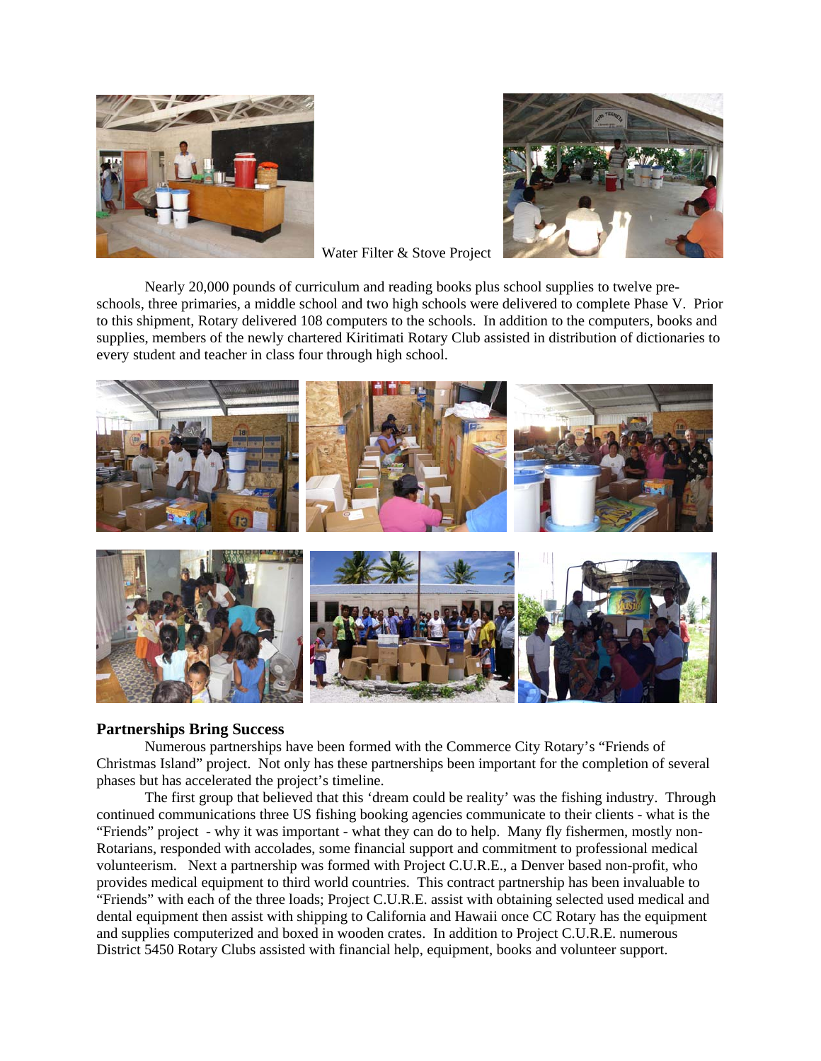Water Filter & Stove Project

Nearly 20,000 pounds of curriculum and reading books plus school supplies to twelve pre-schools, three primaries, a middle school and two high schools were delivered to complete Phase V. Prior to this shipment, Rotary delivered 108 computers to the schools. In addition to the computers, books and supplies, members of the newly chartered Kiritimati Rotary Club assisted in distribution of dictionaries to every student and teacher in class four through high school.

### Partnerships Bring Success

Numerous partnerships have been formed with the Commerce City Rotary's "Friends of Christmas Island" project. Not only has these partnerships been important for the completion of several phases but has accelerated the project's timeline.

The first group that believed that this 'dream could be reality' was the fishing industry. Through continued communications three US fishing booking agencies communicate to their clients - what is the "Friends" project - why it was important - what they can do to help. Many fly fishermen, mostly non-Rotarians, responded with accolades, some financial support and commitment to professional medical volunteerism. Next a partnership was formed with Project C.U.R.E., a Denver based non-profit, who provides medical equipment to third world countries. This contract partnership has been invaluable to "Friends" with each of the three loads; Project C.U.R.E. assist with obtaining selected used medical and dental equipment then assist with shipping to California and Hawaii once CC Rotary has the equipment and supplies computerized and boxed in wooden crates. In addition to Project C.U.R.E. numerous District 5450 Rotary Clubs assisted with financial help, equipment, books and volunteer support.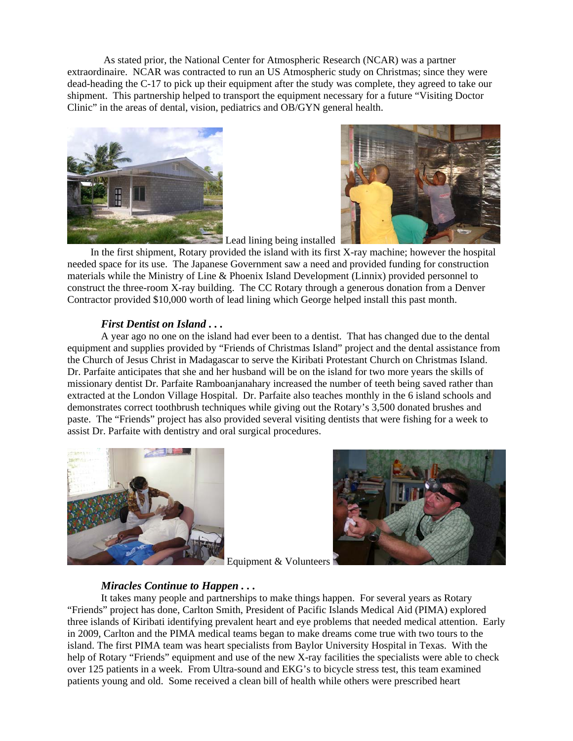As stated prior, the National Center for Atmospheric Research (NCAR) was a partner extraordinaire. NCAR was contracted to run an US Atmospheric study on Christmas; since they were dead-heading the C-17 to pick up their equipment after the study was complete, they agreed to take our shipment. This partnership helped to transport the equipment necessary for a future "Visiting Doctor Clinic" in the areas of dental, vision, pediatrics and OB/GYN general health.

Lead lining being installed

In the first shipment, Rotary provided the island with its first X-ray machine; however the hospital needed space for its use. The Japanese Government saw a need and provided funding for construction materials while the Ministry of Line & Phoenix Island Development (Linnix) provided personnel to construct the three-room X-ray building. The CC Rotary through a generous donation from a Denver Contractor provided $10,000 worth of lead lining which George helped install this past month.

### *First Dentist on Island . . .*

A year ago no one on the island had ever been to a dentist. That has changed due to the dental equipment and supplies provided by "Friends of Christmas Island" project and the dental assistance from the Church of Jesus Christ in Madagascar to serve the Kiribati Protestant Church on Christmas Island. Dr. Parfaite anticipates that she and her husband will be on the island for two more years the skills of missionary dentist Dr. Parfaite Ramboanjanahary increased the number of teeth being saved rather than extracted at the London Village Hospital. Dr. Parfaite also teaches monthly in the 6 island schools and demonstrates correct toothbrush techniques while giving out the Rotary's 3,500 donated brushes and paste. The "Friends" project has also provided several visiting dentists that were fishing for a week to assist Dr. Parfaite with dentistry and oral surgical procedures.

Equipment & Volunteers

### *Miracles Continue to Happen . . .*

It takes many people and partnerships to make things happen. For several years as Rotary "Friends" project has done, Carlton Smith, President of Pacific Islands Medical Aid (PIMA) explored three islands of Kiribati identifying prevalent heart and eye problems that needed medical attention. Early in 2009, Carlton and the PIMA medical teams began to make dreams come true with two tours to the island. The first PIMA team was heart specialists from Baylor University Hospital in Texas. With the help of Rotary "Friends" equipment and use of the new X-ray facilities the specialists were able to check over 125 patients in a week. From Ultra-sound and EKG's to bicycle stress test, this team examined patients young and old. Some received a clean bill of health while others were prescribed heart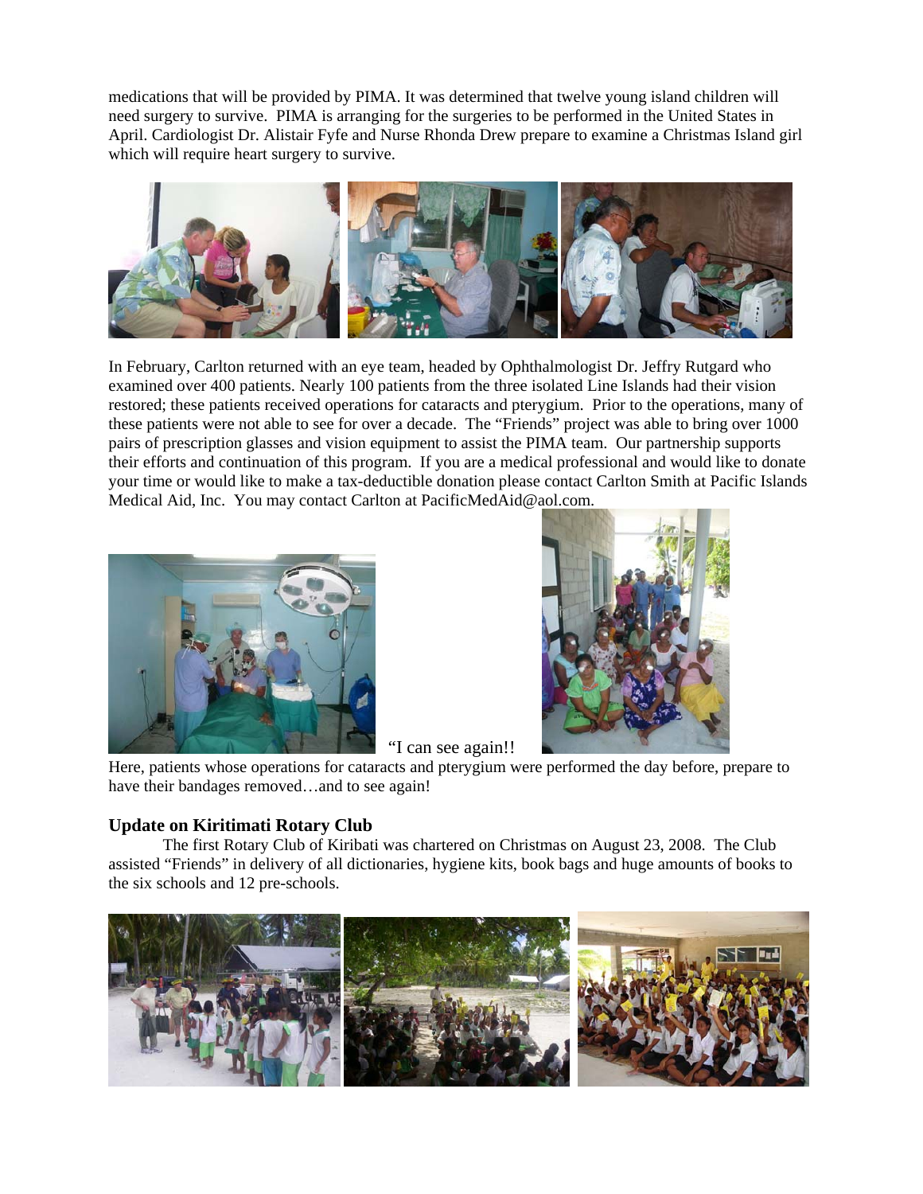medications that will be provided by PIMA. It was determined that twelve young island children will need surgery to survive. PIMA is arranging for the surgeries to be performed in the United States in April. Cardiologist Dr. Alistair Fyfe and Nurse Rhonda Drew prepare to examine a Christmas Island girl which will require heart surgery to survive.

In February, Carlton returned with an eye team, headed by Ophthalmologist Dr. Jeffry Rutgard who examined over 400 patients. Nearly 100 patients from the three isolated Line Islands had their vision restored; these patients received operations for cataracts and pterygium. Prior to the operations, many of these patients were not able to see for over a decade. The "Friends" project was able to bring over 1000 pairs of prescription glasses and vision equipment to assist the PIMA team. Our partnership supports their efforts and continuation of this program. If you are a medical professional and would like to donate your time or would like to make a tax-deductible donation please contact Carlton Smith at Pacific Islands Medical Aid, Inc. You may contact Carlton at PacificMedAid@aol.com.

"I can see again!!

Here, patients whose operations for cataracts and pterygium were performed the day before, prepare to have their bandages removed…and to see again!

### Update on Kiritimati Rotary Club

The first Rotary Club of Kiribati was chartered on Christmas on August 23, 2008. The Club assisted "Friends" in delivery of all dictionaries, hygiene kits, book bags and huge amounts of books to the six schools and 12 pre-schools.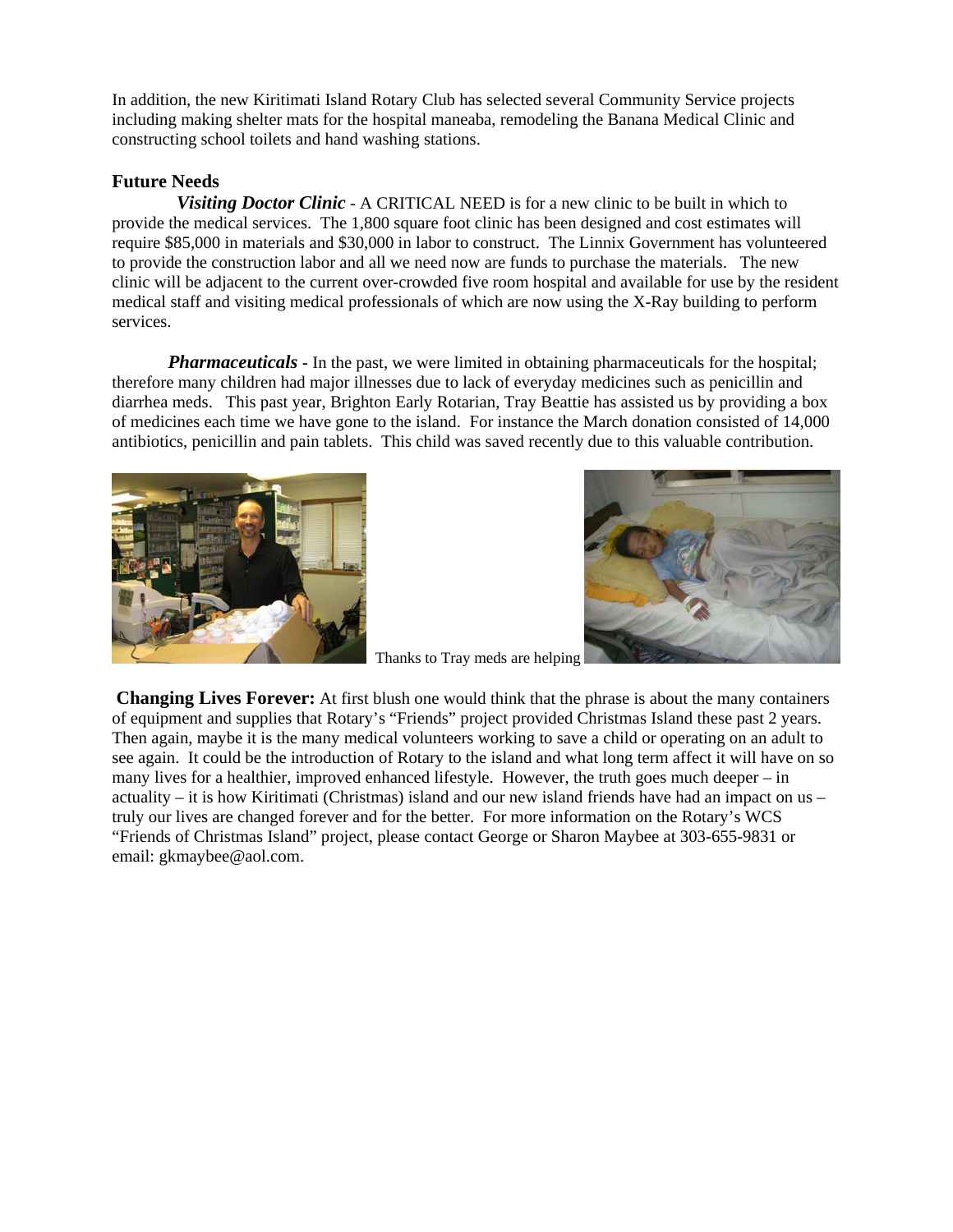In addition, the new Kiritimati Island Rotary Club has selected several Community Service projects including making shelter mats for the hospital maneaba, remodeling the Banana Medical Clinic and constructing school toilets and hand washing stations.

### Future Needs

***Visiting Doctor Clinic*** - A CRITICAL NEED is for a new clinic to be built in which to provide the medical services. The 1,800 square foot clinic has been designed and cost estimates will require $85,000 in materials and $30,000 in labor to construct. The Linnix Government has volunteered to provide the construction labor and all we need now are funds to purchase the materials. The new clinic will be adjacent to the current over-crowded five room hospital and available for use by the resident medical staff and visiting medical professionals of which are now using the X-Ray building to perform services.

***Pharmaceuticals*** - In the past, we were limited in obtaining pharmaceuticals for the hospital; therefore many children had major illnesses due to lack of everyday medicines such as penicillin and diarrhea meds. This past year, Brighton Early Rotarian, Tray Beattie has assisted us by providing a box of medicines each time we have gone to the island. For instance the March donation consisted of 14,000 antibiotics, penicillin and pain tablets. This child was saved recently due to this valuable contribution.

Thanks to Tray meds are helping

**Changing Lives Forever:** At first blush one would think that the phrase is about the many containers of equipment and supplies that Rotary's "Friends" project provided Christmas Island these past 2 years. Then again, maybe it is the many medical volunteers working to save a child or operating on an adult to see again. It could be the introduction of Rotary to the island and what long term affect it will have on so many lives for a healthier, improved enhanced lifestyle. However, the truth goes much deeper – in actuality – it is how Kiritimati (Christmas) island and our new island friends have had an impact on us – truly our lives are changed forever and for the better. For more information on the Rotary's WCS "Friends of Christmas Island" project, please contact George or Sharon Maybee at 303-655-9831 or email: gkmaybee@aol.com.